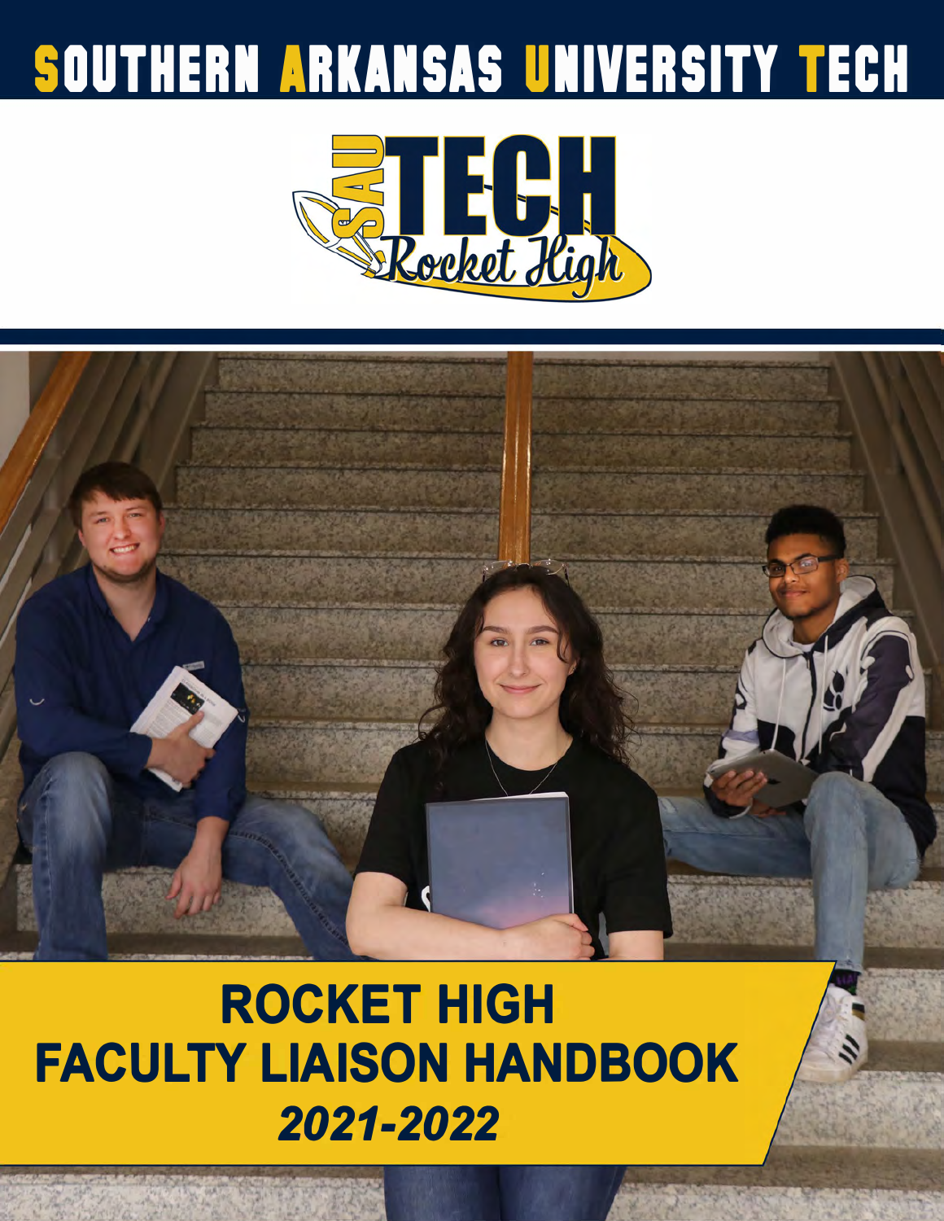# SOUTHERN ARKANSAS UNIVERSITY TECH

SAU TECH Rocket High

# ROCKET HIGH FACULTY LIAISON HANDBOOK

***2021-2022***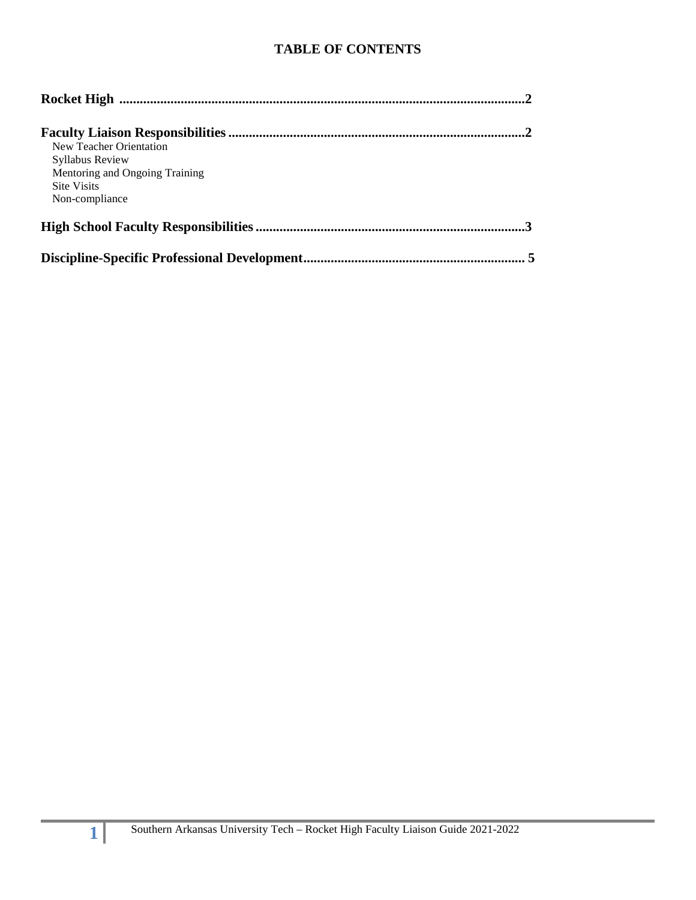# TABLE OF CONTENTS

**Rocket High** ..................................................................................................................**2**

**Faculty Liaison Responsibilities** ......................................................................................**2**

- New Teacher Orientation
- Syllabus Review
- Mentoring and Ongoing Training
- Site Visits
- Non-compliance

**High School Faculty Responsibilities** ..............................................................................**3**

**Discipline-Specific Professional Development**................................................................ **5**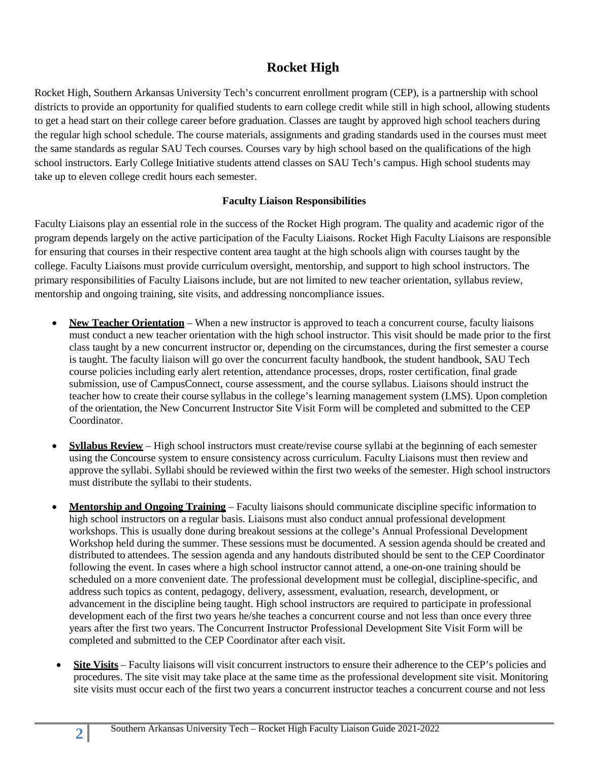# Rocket High

Rocket High, Southern Arkansas University Tech's concurrent enrollment program (CEP), is a partnership with school districts to provide an opportunity for qualified students to earn college credit while still in high school, allowing students to get a head start on their college career before graduation. Classes are taught by approved high school teachers during the regular high school schedule. The course materials, assignments and grading standards used in the courses must meet the same standards as regular SAU Tech courses. Courses vary by high school based on the qualifications of the high school instructors. Early College Initiative students attend classes on SAU Tech's campus. High school students may take up to eleven college credit hours each semester.

### Faculty Liaison Responsibilities

Faculty Liaisons play an essential role in the success of the Rocket High program. The quality and academic rigor of the program depends largely on the active participation of the Faculty Liaisons. Rocket High Faculty Liaisons are responsible for ensuring that courses in their respective content area taught at the high schools align with courses taught by the college. Faculty Liaisons must provide curriculum oversight, mentorship, and support to high school instructors. The primary responsibilities of Faculty Liaisons include, but are not limited to new teacher orientation, syllabus review, mentorship and ongoing training, site visits, and addressing noncompliance issues.

- **New Teacher Orientation** – When a new instructor is approved to teach a concurrent course, faculty liaisons must conduct a new teacher orientation with the high school instructor. This visit should be made prior to the first class taught by a new concurrent instructor or, depending on the circumstances, during the first semester a course is taught. The faculty liaison will go over the concurrent faculty handbook, the student handbook, SAU Tech course policies including early alert retention, attendance processes, drops, roster certification, final grade submission, use of CampusConnect, course assessment, and the course syllabus. Liaisons should instruct the teacher how to create their course syllabus in the college's learning management system (LMS). Upon completion of the orientation, the New Concurrent Instructor Site Visit Form will be completed and submitted to the CEP Coordinator.

- **Syllabus Review** – High school instructors must create/revise course syllabi at the beginning of each semester using the Concourse system to ensure consistency across curriculum. Faculty Liaisons must then review and approve the syllabi. Syllabi should be reviewed within the first two weeks of the semester. High school instructors must distribute the syllabi to their students.

- **Mentorship and Ongoing Training** – Faculty liaisons should communicate discipline specific information to high school instructors on a regular basis. Liaisons must also conduct annual professional development workshops. This is usually done during breakout sessions at the college's Annual Professional Development Workshop held during the summer. These sessions must be documented. A session agenda should be created and distributed to attendees. The session agenda and any handouts distributed should be sent to the CEP Coordinator following the event. In cases where a high school instructor cannot attend, a one-on-one training should be scheduled on a more convenient date. The professional development must be collegial, discipline-specific, and address such topics as content, pedagogy, delivery, assessment, evaluation, research, development, or advancement in the discipline being taught. High school instructors are required to participate in professional development each of the first two years he/she teaches a concurrent course and not less than once every three years after the first two years. The Concurrent Instructor Professional Development Site Visit Form will be completed and submitted to the CEP Coordinator after each visit.

- **Site Visits** – Faculty liaisons will visit concurrent instructors to ensure their adherence to the CEP's policies and procedures. The site visit may take place at the same time as the professional development site visit. Monitoring site visits must occur each of the first two years a concurrent instructor teaches a concurrent course and not less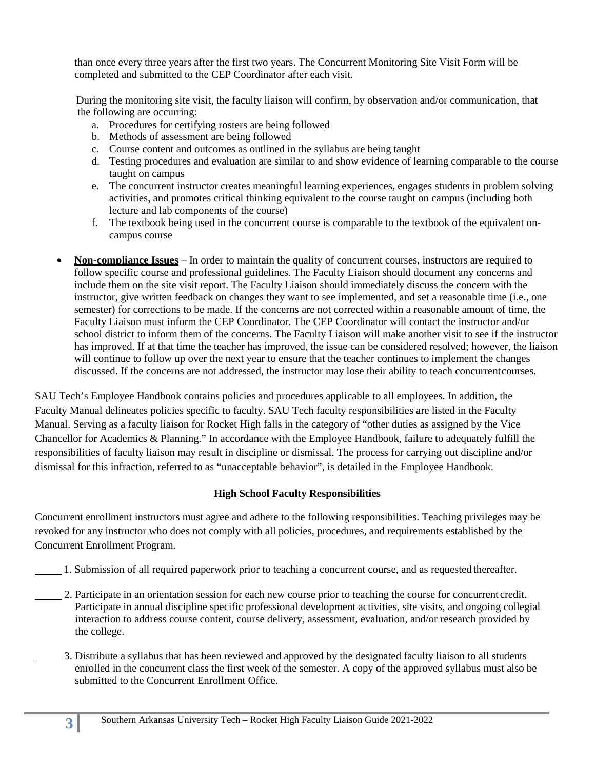than once every three years after the first two years. The Concurrent Monitoring Site Visit Form will be completed and submitted to the CEP Coordinator after each visit.

During the monitoring site visit, the faculty liaison will confirm, by observation and/or communication, that the following are occurring:

a. Procedures for certifying rosters are being followed
b. Methods of assessment are being followed
c. Course content and outcomes as outlined in the syllabus are being taught
d. Testing procedures and evaluation are similar to and show evidence of learning comparable to the course taught on campus
e. The concurrent instructor creates meaningful learning experiences, engages students in problem solving activities, and promotes critical thinking equivalent to the course taught on campus (including both lecture and lab components of the course)
f. The textbook being used in the concurrent course is comparable to the textbook of the equivalent on-campus course

- **Non-compliance Issues** – In order to maintain the quality of concurrent courses, instructors are required to follow specific course and professional guidelines. The Faculty Liaison should document any concerns and include them on the site visit report. The Faculty Liaison should immediately discuss the concern with the instructor, give written feedback on changes they want to see implemented, and set a reasonable time (i.e., one semester) for corrections to be made. If the concerns are not corrected within a reasonable amount of time, the Faculty Liaison must inform the CEP Coordinator. The CEP Coordinator will contact the instructor and/or school district to inform them of the concerns. The Faculty Liaison will make another visit to see if the instructor has improved. If at that time the teacher has improved, the issue can be considered resolved; however, the liaison will continue to follow up over the next year to ensure that the teacher continues to implement the changes discussed. If the concerns are not addressed, the instructor may lose their ability to teach concurrent courses.

SAU Tech's Employee Handbook contains policies and procedures applicable to all employees. In addition, the Faculty Manual delineates policies specific to faculty. SAU Tech faculty responsibilities are listed in the Faculty Manual. Serving as a faculty liaison for Rocket High falls in the category of "other duties as assigned by the Vice Chancellor for Academics & Planning." In accordance with the Employee Handbook, failure to adequately fulfill the responsibilities of faculty liaison may result in discipline or dismissal. The process for carrying out discipline and/or dismissal for this infraction, referred to as "unacceptable behavior", is detailed in the Employee Handbook.

### High School Faculty Responsibilities

Concurrent enrollment instructors must agree and adhere to the following responsibilities. Teaching privileges may be revoked for any instructor who does not comply with all policies, procedures, and requirements established by the Concurrent Enrollment Program.

_____ 1. Submission of all required paperwork prior to teaching a concurrent course, and as requested thereafter.

_____ 2. Participate in an orientation session for each new course prior to teaching the course for concurrent credit. Participate in annual discipline specific professional development activities, site visits, and ongoing collegial interaction to address course content, course delivery, assessment, evaluation, and/or research provided by the college.

_____ 3. Distribute a syllabus that has been reviewed and approved by the designated faculty liaison to all students enrolled in the concurrent class the first week of the semester. A copy of the approved syllabus must also be submitted to the Concurrent Enrollment Office.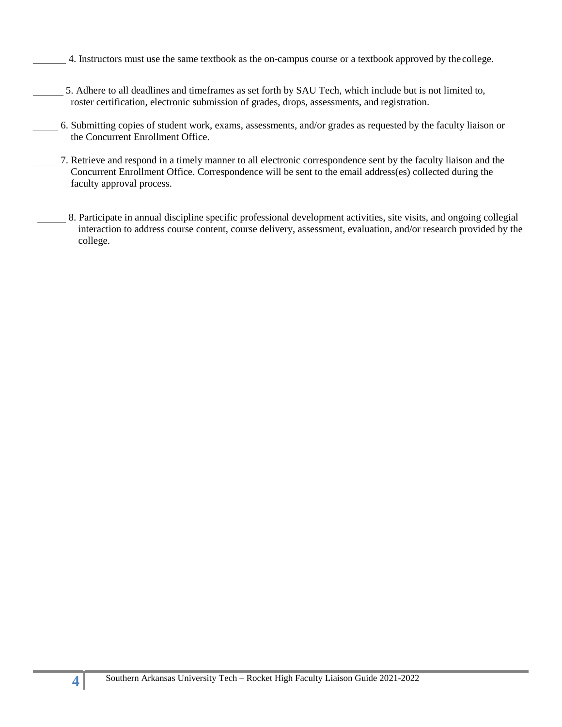_______ 4. Instructors must use the same textbook as the on-campus course or a textbook approved by the college.

______ 5. Adhere to all deadlines and timeframes as set forth by SAU Tech, which include but is not limited to, roster certification, electronic submission of grades, drops, assessments, and registration.

_____ 6. Submitting copies of student work, exams, assessments, and/or grades as requested by the faculty liaison or the Concurrent Enrollment Office.

_____ 7. Retrieve and respond in a timely manner to all electronic correspondence sent by the faculty liaison and the Concurrent Enrollment Office. Correspondence will be sent to the email address(es) collected during the faculty approval process.

______ 8. Participate in annual discipline specific professional development activities, site visits, and ongoing collegial interaction to address course content, course delivery, assessment, evaluation, and/or research provided by the college.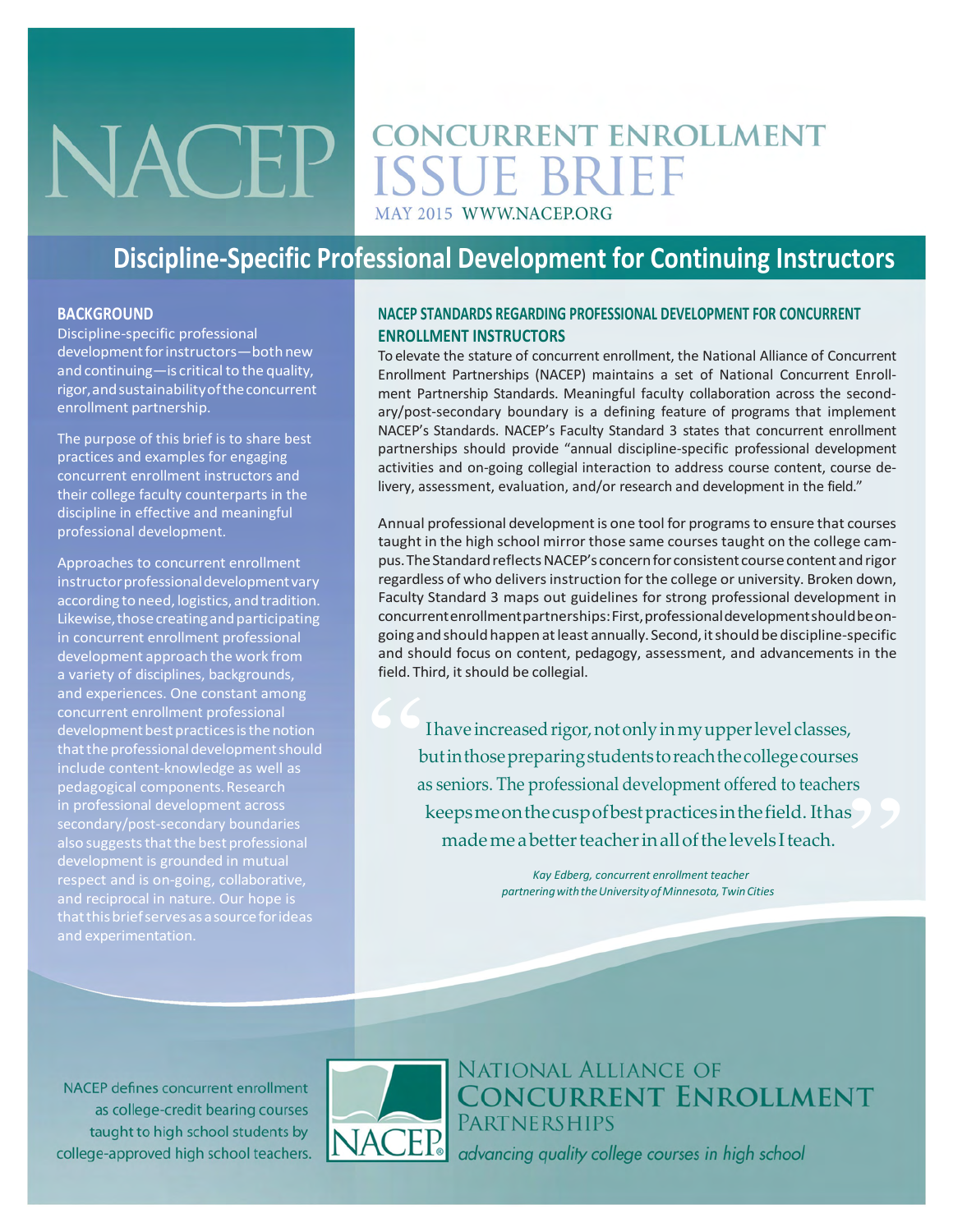# NACEP

## CONCURRENT ENROLLMENT ISSUE BRIEF

MAY 2015 WWW.NACEP.ORG

## Discipline-Specific Professional Development for Continuing Instructors

### BACKGROUND

Discipline-specific professional development for instructors—both new and continuing—is critical to the quality, rigor, and sustainability of the concurrent enrollment partnership.

The purpose of this brief is to share best practices and examples for engaging concurrent enrollment instructors and their college faculty counterparts in the discipline in effective and meaningful professional development.

Approaches to concurrent enrollment instructor professional development vary according to need, logistics, and tradition. Likewise, those creating and participating in concurrent enrollment professional development approach the work from a variety of disciplines, backgrounds, and experiences. One constant among concurrent enrollment professional development best practices is the notion that the professional development should include content-knowledge as well as pedagogical components. Research in professional development across secondary/post-secondary boundaries also suggests that the best professional development is grounded in mutual respect and is on-going, collaborative, and reciprocal in nature. Our hope is that this brief serves as a source for ideas and experimentation.

### NACEP STANDARDS REGARDING PROFESSIONAL DEVELOPMENT FOR CONCURRENT ENROLLMENT INSTRUCTORS

To elevate the stature of concurrent enrollment, the National Alliance of Concurrent Enrollment Partnerships (NACEP) maintains a set of National Concurrent Enrollment Partnership Standards. Meaningful faculty collaboration across the secondary/post-secondary boundary is a defining feature of programs that implement NACEP's Standards. NACEP's Faculty Standard 3 states that concurrent enrollment partnerships should provide "annual discipline-specific professional development activities and on-going collegial interaction to address course content, course delivery, assessment, evaluation, and/or research and development in the field."

Annual professional development is one tool for programs to ensure that courses taught in the high school mirror those same courses taught on the college campus. The Standard reflects NACEP's concern for consistent course content and rigor regardless of who delivers instruction for the college or university. Broken down, Faculty Standard 3 maps out guidelines for strong professional development in concurrent enrollment partnerships: First, professional development should be on-going and should happen at least annually. Second, it should be discipline-specific and should focus on content, pedagogy, assessment, and advancements in the field. Third, it should be collegial.

> "I have increased rigor, not only in my upper level classes, but in those preparing students to reach the college courses as seniors. The professional development offered to teachers keeps me on the cusp of best practices in the field. It has made me a better teacher in all of the levels I teach."
>
> *Kay Edberg, concurrent enrollment teacher partnering with the University of Minnesota, Twin Cities*

NACEP defines concurrent enrollment as college-credit bearing courses taught to high school students by college-approved high school teachers.

NATIONAL ALLIANCE OF CONCURRENT ENROLLMENT PARTNERSHIPS

*advancing quality college courses in high school*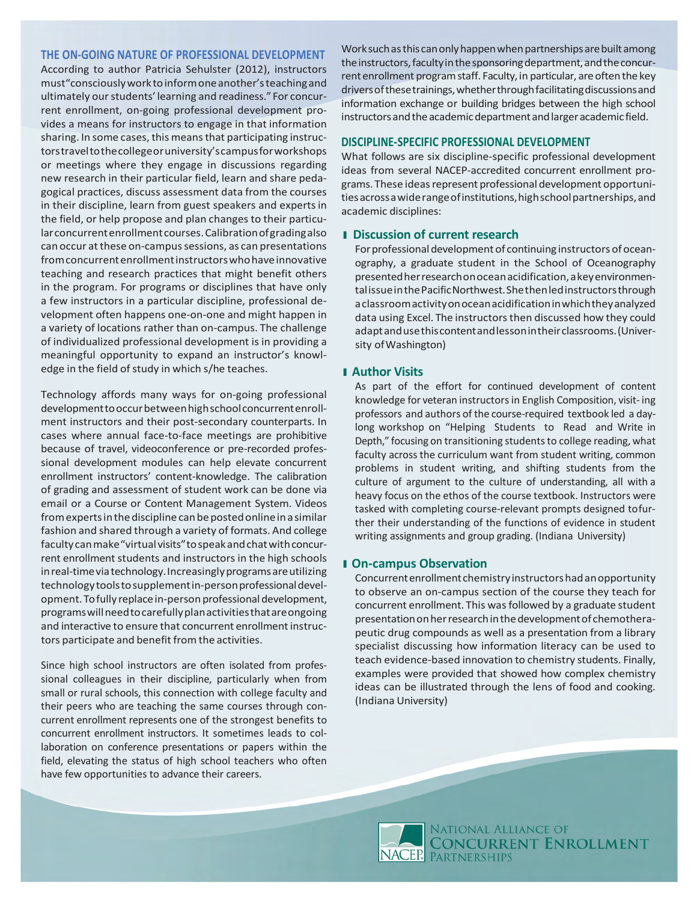## THE ON-GOING NATURE OF PROFESSIONAL DEVELOPMENT

According to author Patricia Sehulster (2012), instructors must "consciously work to inform one another's teaching and ultimately our students' learning and readiness." For concurrent enrollment, on-going professional development provides a means for instructors to engage in that information sharing. In some cases, this means that participating instructors travel to the college or university's campus for workshops or meetings where they engage in discussions regarding new research in their particular field, learn and share pedagogical practices, discuss assessment data from the courses in their discipline, learn from guest speakers and experts in the field, or help propose and plan changes to their particular concurrent enrollment courses. Calibration of grading also can occur at these on-campus sessions, as can presentations from concurrent enrollment instructors who have innovative teaching and research practices that might benefit others in the program. For programs or disciplines that have only a few instructors in a particular discipline, professional development often happens one-on-one and might happen in a variety of locations rather than on-campus. The challenge of individualized professional development is in providing a meaningful opportunity to expand an instructor's knowledge in the field of study in which s/he teaches.

Technology affords many ways for on-going professional development to occur between high school concurrent enrollment instructors and their post-secondary counterparts. In cases where annual face-to-face meetings are prohibitive because of travel, videoconference or pre-recorded professional development modules can help elevate concurrent enrollment instructors' content-knowledge. The calibration of grading and assessment of student work can be done via email or a Course or Content Management System. Videos from experts in the discipline can be posted online in a similar fashion and shared through a variety of formats. And college faculty can make "virtual visits" to speak and chat with concurrent enrollment students and instructors in the high schools in real-time via technology. Increasingly programs are utilizing technology tools to supplement in-person professional development. To fully replace in-person professional development, programs will need to carefully plan activities that are ongoing and interactive to ensure that concurrent enrollment instructors participate and benefit from the activities.

Since high school instructors are often isolated from professional colleagues in their discipline, particularly when from small or rural schools, this connection with college faculty and their peers who are teaching the same courses through concurrent enrollment represents one of the strongest benefits to concurrent enrollment instructors. It sometimes leads to collaboration on conference presentations or papers within the field, elevating the status of high school teachers who often have few opportunities to advance their careers.

Work such as this can only happen when partnerships are built among the instructors, faculty in the sponsoring department, and the concurrent enrollment program staff. Faculty, in particular, are often the key drivers of these trainings, whether through facilitating discussions and information exchange or building bridges between the high school instructors and the academic department and larger academic field.

## DISCIPLINE-SPECIFIC PROFESSIONAL DEVELOPMENT

What follows are six discipline-specific professional development ideas from several NACEP-accredited concurrent enrollment programs. These ideas represent professional development opportunities across a wide range of institutions, high school partnerships, and academic disciplines:

### Discussion of current research

For professional development of continuing instructors of oceanography, a graduate student in the School of Oceanography presented her research on ocean acidification, a key environmental issue in the Pacific Northwest. She then led instructors through a classroom activity on ocean acidification in which they analyzed data using Excel. The instructors then discussed how they could adapt and use this content and lesson in their classrooms. (University of Washington)

### Author Visits

As part of the effort for continued development of content knowledge for veteran instructors in English Composition, visiting professors and authors of the course-required textbook led a day-long workshop on "Helping Students to Read and Write in Depth," focusing on transitioning students to college reading, what faculty across the curriculum want from student writing, common problems in student writing, and shifting students from the culture of argument to the culture of understanding, all with a heavy focus on the ethos of the course textbook. Instructors were tasked with completing course-relevant prompts designed to further their understanding of the functions of evidence in student writing assignments and group grading. (Indiana University)

### On-campus Observation

Concurrent enrollment chemistry instructors had an opportunity to observe an on-campus section of the course they teach for concurrent enrollment. This was followed by a graduate student presentation on her research in the development of chemotherapeutic drug compounds as well as a presentation from a library specialist discussing how information literacy can be used to teach evidence-based innovation to chemistry students. Finally, examples were provided that showed how complex chemistry ideas can be illustrated through the lens of food and cooking. (Indiana University)

National Alliance of Concurrent Enrollment Partnerships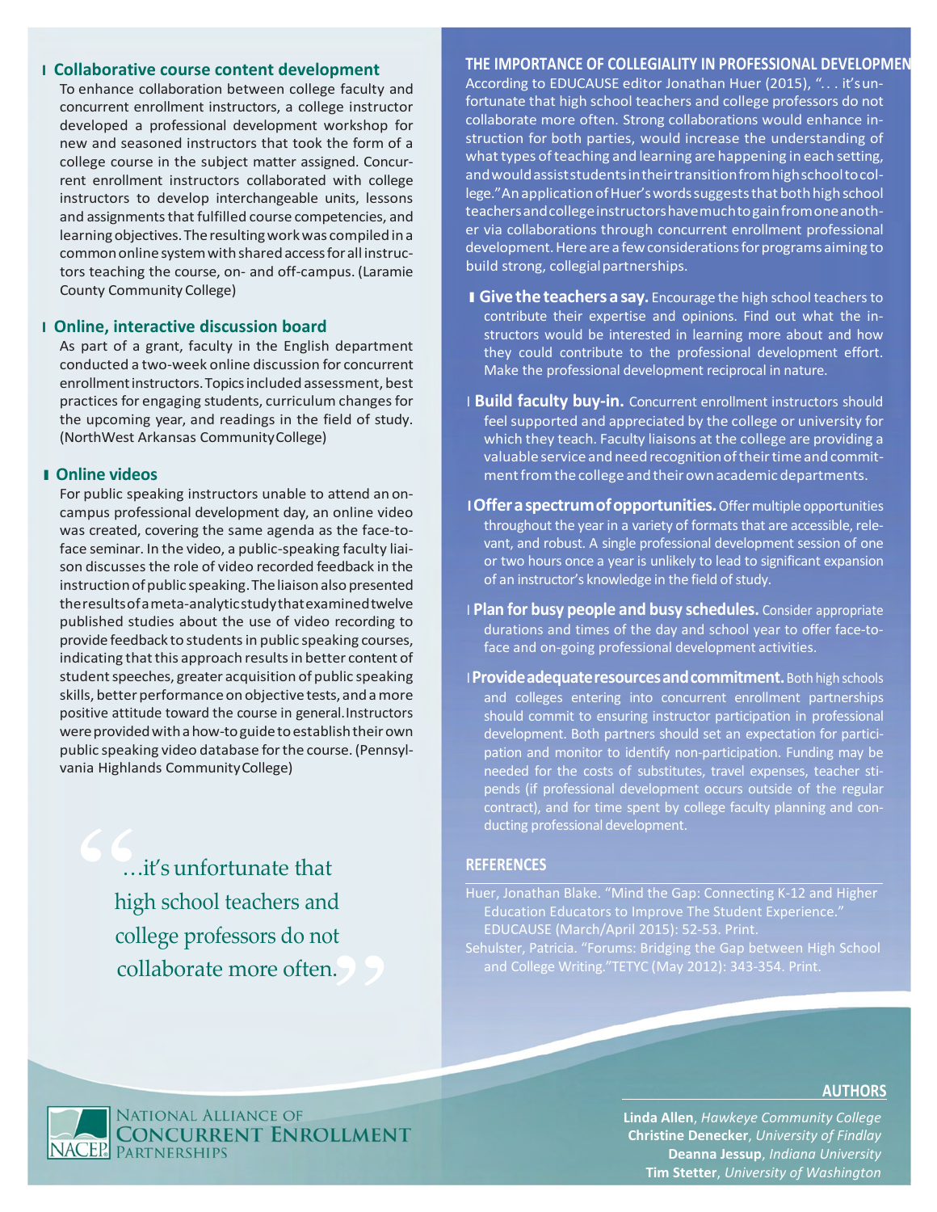### Collaborative course content development

To enhance collaboration between college faculty and concurrent enrollment instructors, a college instructor developed a professional development workshop for new and seasoned instructors that took the form of a college course in the subject matter assigned. Concurrent enrollment instructors collaborated with college instructors to develop interchangeable units, lessons and assignments that fulfilled course competencies, and learning objectives. The resulting work was compiled in a common online system with shared access for all instructors teaching the course, on- and off-campus. (Laramie County Community College)

### Online, interactive discussion board

As part of a grant, faculty in the English department conducted a two-week online discussion for concurrent enrollment instructors. Topics included assessment, best practices for engaging students, curriculum changes for the upcoming year, and readings in the field of study. (NorthWest Arkansas Community College)

### Online videos

For public speaking instructors unable to attend an on-campus professional development day, an online video was created, covering the same agenda as the face-to-face seminar. In the video, a public-speaking faculty liaison discusses the role of video recorded feedback in the instruction of public speaking. The liaison also presented the results of a meta-analytic study that examined twelve published studies about the use of video recording to provide feedback to students in public speaking courses, indicating that this approach results in better content of student speeches, greater acquisition of public speaking skills, better performance on objective tests, and a more positive attitude toward the course in general. Instructors were provided with a how-to guide to establish their own public speaking video database for the course. (Pennsylvania Highlands Community College)

> "…it's unfortunate that high school teachers and college professors do not collaborate more often."

## THE IMPORTANCE OF COLLEGIALITY IN PROFESSIONAL DEVELOPMENT

According to EDUCAUSE editor Jonathan Huer (2015), ". . . it's unfortunate that high school teachers and college professors do not collaborate more often. Strong collaborations would enhance instruction for both parties, would increase the understanding of what types of teaching and learning are happening in each setting, and would assist students in their transition from high school to college." An application of Huer's words suggests that both high school teachers and college instructors have much to gain from one another via collaborations through concurrent enrollment professional development. Here are a few considerations for programs aiming to build strong, collegial partnerships.

- **Give the teachers a say.** Encourage the high school teachers to contribute their expertise and opinions. Find out what the instructors would be interested in learning more about and how they could contribute to the professional development effort. Make the professional development reciprocal in nature.
- **Build faculty buy-in.** Concurrent enrollment instructors should feel supported and appreciated by the college or university for which they teach. Faculty liaisons at the college are providing a valuable service and need recognition of their time and commitment from the college and their own academic departments.
- **Offer a spectrum of opportunities.** Offer multiple opportunities throughout the year in a variety of formats that are accessible, relevant, and robust. A single professional development session of one or two hours once a year is unlikely to lead to significant expansion of an instructor's knowledge in the field of study.
- **Plan for busy people and busy schedules.** Consider appropriate durations and times of the day and school year to offer face-to-face and on-going professional development activities.
- **Provide adequate resources and commitment.** Both high schools and colleges entering into concurrent enrollment partnerships should commit to ensuring instructor participation in professional development. Both partners should set an expectation for participation and monitor to identify non-participation. Funding may be needed for the costs of substitutes, travel expenses, teacher stipends (if professional development occurs outside of the regular contract), and for time spent by college faculty planning and conducting professional development.

## REFERENCES

Huer, Jonathan Blake. "Mind the Gap: Connecting K-12 and Higher Education Educators to Improve The Student Experience." EDUCAUSE (March/April 2015): 52-53. Print.

Sehulster, Patricia. "Forums: Bridging the Gap between High School and College Writing."TETYC (May 2012): 343-354. Print.

## AUTHORS

**Linda Allen**, *Hawkeye Community College*
**Christine Denecker**, *University of Findlay*
**Deanna Jessup**, *Indiana University*
**Tim Stetter**, *University of Washington*

NACEP National Alliance of Concurrent Enrollment Partnerships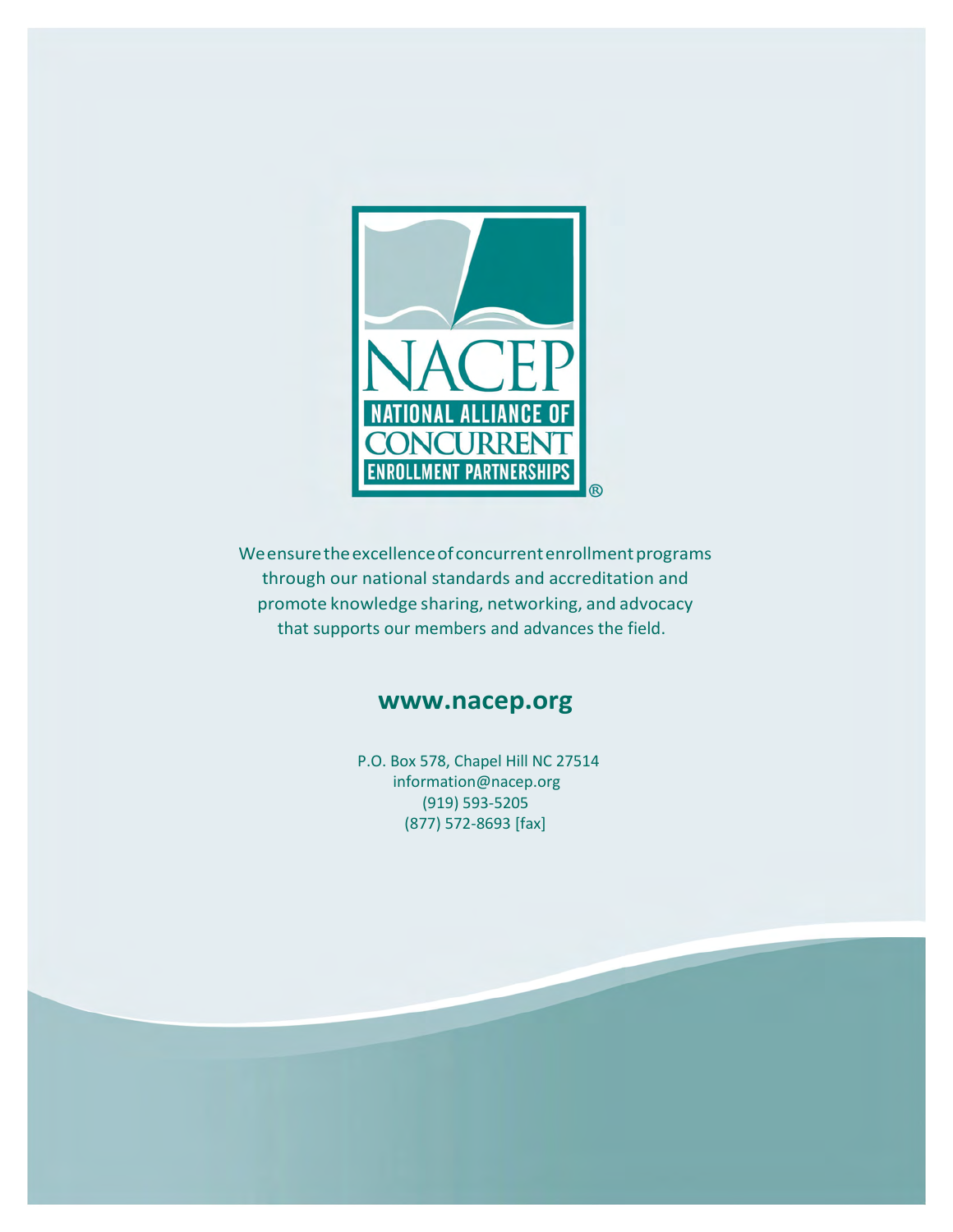NACEP

NATIONAL ALLIANCE OF CONCURRENT ENROLLMENT PARTNERSHIPS®

We ensure the excellence of concurrent enrollment programs through our national standards and accreditation and promote knowledge sharing, networking, and advocacy that supports our members and advances the field.

**www.nacep.org**

P.O. Box 578, Chapel Hill NC 27514
information@nacep.org
(919) 593-5205
(877) 572-8693 [fax]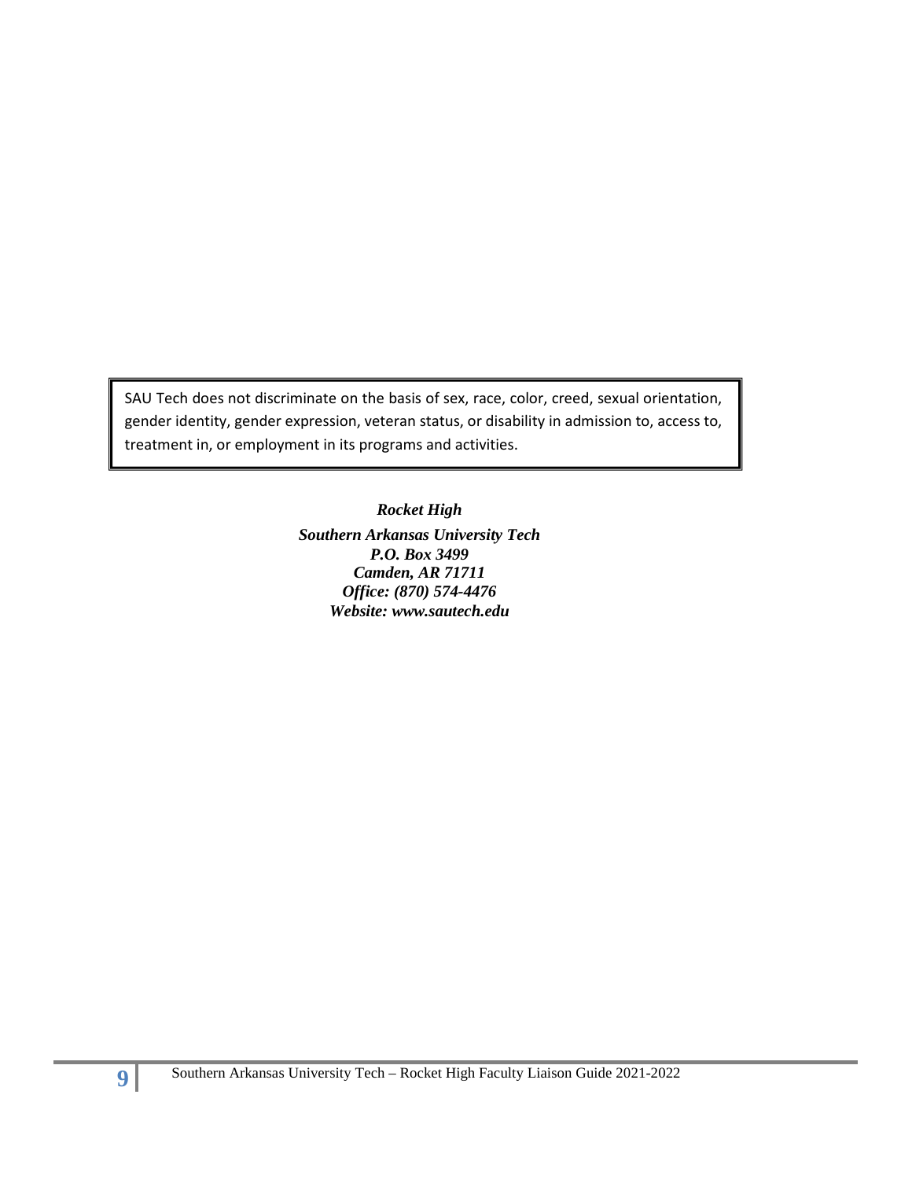SAU Tech does not discriminate on the basis of sex, race, color, creed, sexual orientation, gender identity, gender expression, veteran status, or disability in admission to, access to, treatment in, or employment in its programs and activities.

***Rocket High***

***Southern Arkansas University Tech***
***P.O. Box 3499***
***Camden, AR 71711***
***Office: (870) 574-4476***
***Website: www.sautech.edu***